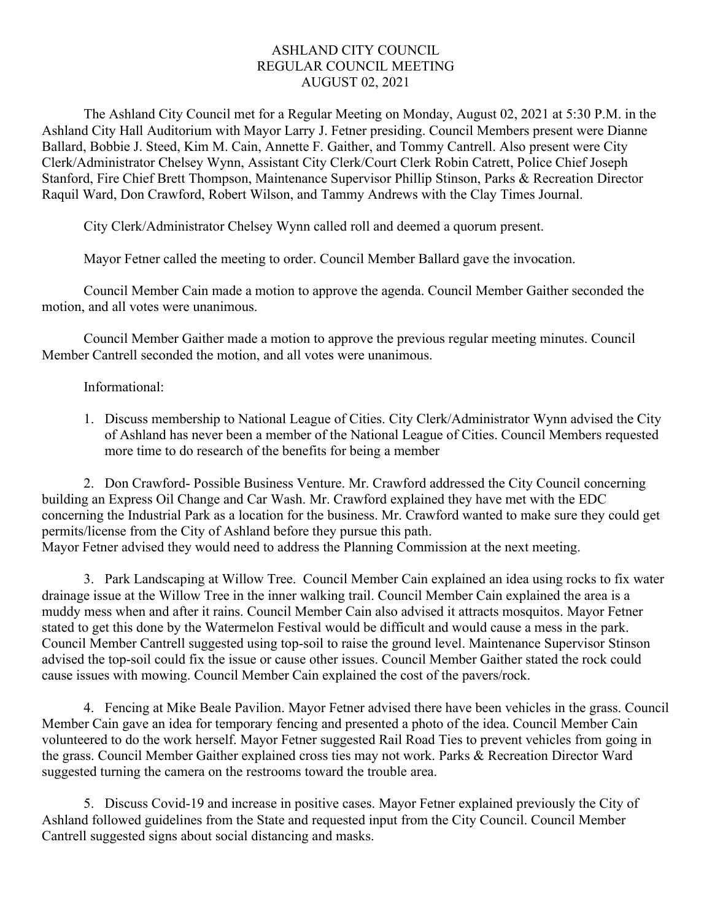ASHLAND CITY COUNCIL
REGULAR COUNCIL MEETING
AUGUST 02, 2021

The Ashland City Council met for a Regular Meeting on Monday, August 02, 2021 at 5:30 P.M. in the Ashland City Hall Auditorium with Mayor Larry J. Fetner presiding. Council Members present were Dianne Ballard, Bobbie J. Steed, Kim M. Cain, Annette F. Gaither, and Tommy Cantrell. Also present were City Clerk/Administrator Chelsey Wynn, Assistant City Clerk/Court Clerk Robin Catrett, Police Chief Joseph Stanford, Fire Chief Brett Thompson, Maintenance Supervisor Phillip Stinson, Parks & Recreation Director Raquil Ward, Don Crawford, Robert Wilson, and Tammy Andrews with the Clay Times Journal.

City Clerk/Administrator Chelsey Wynn called roll and deemed a quorum present.

Mayor Fetner called the meeting to order. Council Member Ballard gave the invocation.

Council Member Cain made a motion to approve the agenda. Council Member Gaither seconded the motion, and all votes were unanimous.

Council Member Gaither made a motion to approve the previous regular meeting minutes. Council Member Cantrell seconded the motion, and all votes were unanimous.

Informational:

1. Discuss membership to National League of Cities. City Clerk/Administrator Wynn advised the City of Ashland has never been a member of the National League of Cities. Council Members requested more time to do research of the benefits for being a member

2. Don Crawford- Possible Business Venture. Mr. Crawford addressed the City Council concerning building an Express Oil Change and Car Wash. Mr. Crawford explained they have met with the EDC concerning the Industrial Park as a location for the business. Mr. Crawford wanted to make sure they could get permits/license from the City of Ashland before they pursue this path.
Mayor Fetner advised they would need to address the Planning Commission at the next meeting.

3. Park Landscaping at Willow Tree. Council Member Cain explained an idea using rocks to fix water drainage issue at the Willow Tree in the inner walking trail. Council Member Cain explained the area is a muddy mess when and after it rains. Council Member Cain also advised it attracts mosquitos. Mayor Fetner stated to get this done by the Watermelon Festival would be difficult and would cause a mess in the park. Council Member Cantrell suggested using top-soil to raise the ground level. Maintenance Supervisor Stinson advised the top-soil could fix the issue or cause other issues. Council Member Gaither stated the rock could cause issues with mowing. Council Member Cain explained the cost of the pavers/rock.

4. Fencing at Mike Beale Pavilion. Mayor Fetner advised there have been vehicles in the grass. Council Member Cain gave an idea for temporary fencing and presented a photo of the idea. Council Member Cain volunteered to do the work herself. Mayor Fetner suggested Rail Road Ties to prevent vehicles from going in the grass. Council Member Gaither explained cross ties may not work. Parks & Recreation Director Ward suggested turning the camera on the restrooms toward the trouble area.

5. Discuss Covid-19 and increase in positive cases. Mayor Fetner explained previously the City of Ashland followed guidelines from the State and requested input from the City Council. Council Member Cantrell suggested signs about social distancing and masks.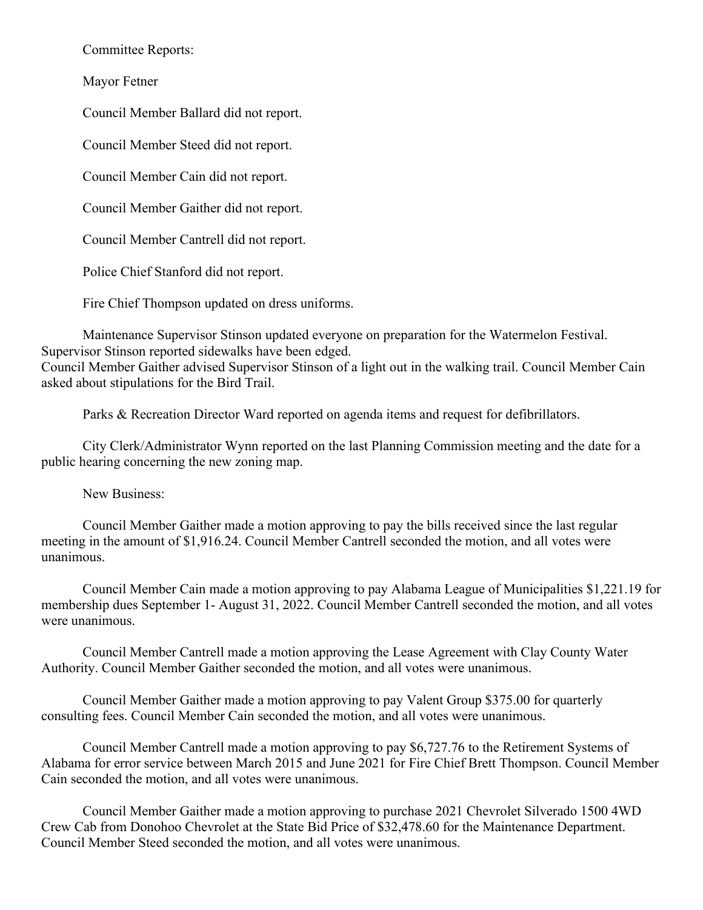Committee Reports:

Mayor Fetner

Council Member Ballard did not report.

Council Member Steed did not report.

Council Member Cain did not report.

Council Member Gaither did not report.

Council Member Cantrell did not report.

Police Chief Stanford did not report.

Fire Chief Thompson updated on dress uniforms.

Maintenance Supervisor Stinson updated everyone on preparation for the Watermelon Festival. Supervisor Stinson reported sidewalks have been edged.
Council Member Gaither advised Supervisor Stinson of a light out in the walking trail. Council Member Cain asked about stipulations for the Bird Trail.

Parks & Recreation Director Ward reported on agenda items and request for defibrillators.

City Clerk/Administrator Wynn reported on the last Planning Commission meeting and the date for a public hearing concerning the new zoning map.

New Business:

Council Member Gaither made a motion approving to pay the bills received since the last regular meeting in the amount of $1,916.24. Council Member Cantrell seconded the motion, and all votes were unanimous.

Council Member Cain made a motion approving to pay Alabama League of Municipalities $1,221.19 for membership dues September 1- August 31, 2022. Council Member Cantrell seconded the motion, and all votes were unanimous.

Council Member Cantrell made a motion approving the Lease Agreement with Clay County Water Authority. Council Member Gaither seconded the motion, and all votes were unanimous.

Council Member Gaither made a motion approving to pay Valent Group $375.00 for quarterly consulting fees. Council Member Cain seconded the motion, and all votes were unanimous.

Council Member Cantrell made a motion approving to pay $6,727.76 to the Retirement Systems of Alabama for error service between March 2015 and June 2021 for Fire Chief Brett Thompson. Council Member Cain seconded the motion, and all votes were unanimous.

Council Member Gaither made a motion approving to purchase 2021 Chevrolet Silverado 1500 4WD Crew Cab from Donohoo Chevrolet at the State Bid Price of $32,478.60 for the Maintenance Department. Council Member Steed seconded the motion, and all votes were unanimous.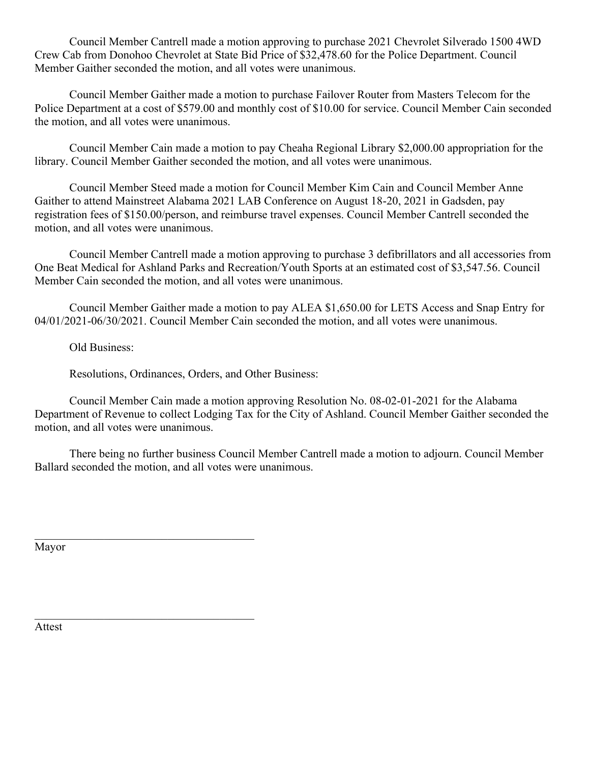Council Member Cantrell made a motion approving to purchase 2021 Chevrolet Silverado 1500 4WD Crew Cab from Donohoo Chevrolet at State Bid Price of $32,478.60 for the Police Department. Council Member Gaither seconded the motion, and all votes were unanimous.

Council Member Gaither made a motion to purchase Failover Router from Masters Telecom for the Police Department at a cost of $579.00 and monthly cost of $10.00 for service. Council Member Cain seconded the motion, and all votes were unanimous.

Council Member Cain made a motion to pay Cheaha Regional Library $2,000.00 appropriation for the library. Council Member Gaither seconded the motion, and all votes were unanimous.

Council Member Steed made a motion for Council Member Kim Cain and Council Member Anne Gaither to attend Mainstreet Alabama 2021 LAB Conference on August 18-20, 2021 in Gadsden, pay registration fees of $150.00/person, and reimburse travel expenses. Council Member Cantrell seconded the motion, and all votes were unanimous.

Council Member Cantrell made a motion approving to purchase 3 defibrillators and all accessories from One Beat Medical for Ashland Parks and Recreation/Youth Sports at an estimated cost of $3,547.56. Council Member Cain seconded the motion, and all votes were unanimous.

Council Member Gaither made a motion to pay ALEA $1,650.00 for LETS Access and Snap Entry for 04/01/2021-06/30/2021. Council Member Cain seconded the motion, and all votes were unanimous.

Old Business:

Resolutions, Ordinances, Orders, and Other Business:

Council Member Cain made a motion approving Resolution No. 08-02-01-2021 for the Alabama Department of Revenue to collect Lodging Tax for the City of Ashland. Council Member Gaither seconded the motion, and all votes were unanimous.

There being no further business Council Member Cantrell made a motion to adjourn. Council Member Ballard seconded the motion, and all votes were unanimous.

\_\_\_\_\_\_\_\_\_\_\_\_\_\_\_\_\_\_\_\_\_\_\_\_\_\_\_\_\_\_\_\_\_\_\_\_\_\_\_\_

Mayor

\_\_\_\_\_\_\_\_\_\_\_\_\_\_\_\_\_\_\_\_\_\_\_\_\_\_\_\_\_\_\_\_\_\_\_\_\_\_\_\_

Attest